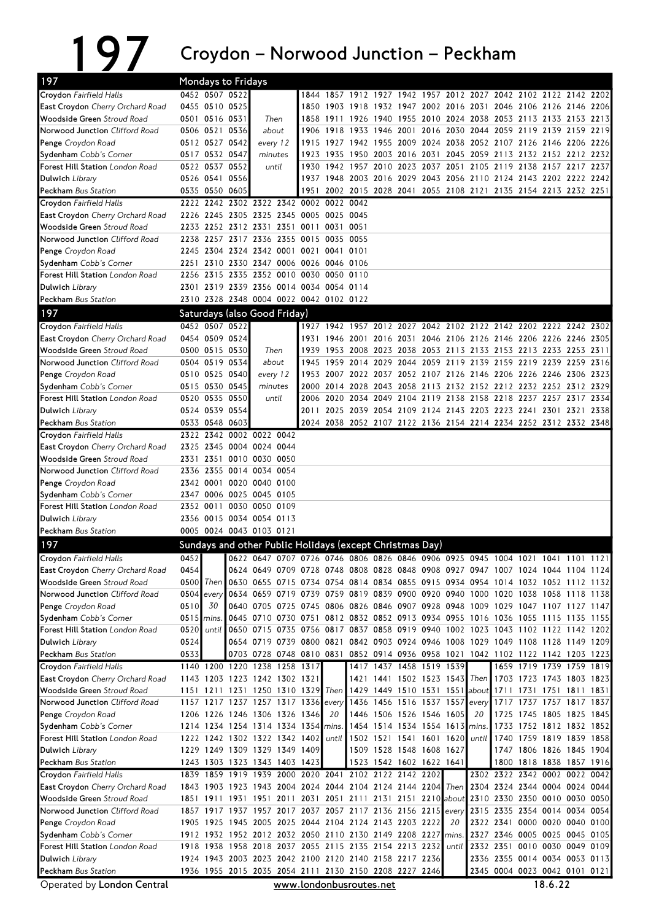# 197 Croydon – Norwood Junction – Peckham

## 197 Mondays to Fridays

| Stop | | | | | | | | | | | | | | | | | | | |
|---|---|---|---|---|---|---|---|---|---|---|---|---|---|---|---|---|---|---|---|
| Croydon *Fairfield Halls* | 0452 | 0507 | 0522 | | 1844 | 1857 | 1912 | 1927 | 1942 | 1957 | 2012 | 2027 | 2042 | 2102 | 2122 | 2142 | 2202 |
| East Croydon *Cherry Orchard Road* | 0455 | 0510 | 0525 | | 1850 | 1903 | 1918 | 1932 | 1947 | 2002 | 2016 | 2031 | 2046 | 2106 | 2126 | 2146 | 2206 |
| Woodside Green *Stroud Road* | 0501 | 0516 | 0531 | Then | 1858 | 1911 | 1926 | 1940 | 1955 | 2010 | 2024 | 2038 | 2053 | 2113 | 2133 | 2153 | 2213 |
| Norwood Junction *Clifford Road* | 0506 | 0521 | 0536 | about | 1906 | 1918 | 1933 | 1946 | 2001 | 2016 | 2030 | 2044 | 2059 | 2119 | 2139 | 2159 | 2219 |
| Penge *Croydon Road* | 0512 | 0527 | 0542 | every 12 | 1915 | 1927 | 1942 | 1955 | 2009 | 2024 | 2038 | 2052 | 2107 | 2126 | 2146 | 2206 | 2226 |
| Sydenham *Cobb's Corner* | 0517 | 0532 | 0547 | minutes | 1923 | 1935 | 1950 | 2003 | 2016 | 2031 | 2045 | 2059 | 2113 | 2132 | 2152 | 2212 | 2232 |
| Forest Hill Station *London Road* | 0522 | 0537 | 0552 | until | 1930 | 1942 | 1957 | 2010 | 2023 | 2037 | 2051 | 2105 | 2119 | 2138 | 2157 | 2217 | 2237 |
| Dulwich *Library* | 0526 | 0541 | 0556 | | 1937 | 1948 | 2003 | 2016 | 2029 | 2043 | 2056 | 2110 | 2124 | 2143 | 2202 | 2222 | 2242 |
| Peckham *Bus Station* | 0535 | 0550 | 0605 | | 1951 | 2002 | 2015 | 2028 | 2041 | 2055 | 2108 | 2121 | 2135 | 2154 | 2213 | 2232 | 2251 |

| Stop | | | | | | | | |
|---|---|---|---|---|---|---|---|---|
| Croydon *Fairfield Halls* | 2222 | 2242 | 2302 | 2322 | 2342 | 0002 | 0022 | 0042 |
| East Croydon *Cherry Orchard Road* | 2226 | 2245 | 2305 | 2325 | 2345 | 0005 | 0025 | 0045 |
| Woodside Green *Stroud Road* | 2233 | 2252 | 2312 | 2331 | 2351 | 0011 | 0031 | 0051 |
| Norwood Junction *Clifford Road* | 2238 | 2257 | 2317 | 2336 | 2355 | 0015 | 0035 | 0055 |
| Penge *Croydon Road* | 2245 | 2304 | 2324 | 2342 | 0001 | 0021 | 0041 | 0101 |
| Sydenham *Cobb's Corner* | 2251 | 2310 | 2330 | 2347 | 0006 | 0026 | 0046 | 0106 |
| Forest Hill Station *London Road* | 2256 | 2315 | 2335 | 2352 | 0010 | 0030 | 0050 | 0110 |
| Dulwich *Library* | 2301 | 2319 | 2339 | 2356 | 0014 | 0034 | 0054 | 0114 |
| Peckham *Bus Station* | 2310 | 2328 | 2348 | 0004 | 0022 | 0042 | 0102 | 0122 |

## 197 Saturdays (also Good Friday)

| Stop | | | | | | | | | | | | | | | | | |
|---|---|---|---|---|---|---|---|---|---|---|---|---|---|---|---|---|---|
| Croydon *Fairfield Halls* | 0452 | 0507 | 0522 | | 1927 | 1942 | 1957 | 2012 | 2027 | 2042 | 2102 | 2122 | 2142 | 2202 | 2222 | 2242 | 2302 |
| East Croydon *Cherry Orchard Road* | 0454 | 0509 | 0524 | | 1931 | 1946 | 2001 | 2016 | 2031 | 2046 | 2106 | 2126 | 2146 | 2206 | 2226 | 2246 | 2305 |
| Woodside Green *Stroud Road* | 0500 | 0515 | 0530 | Then | 1939 | 1953 | 2008 | 2023 | 2038 | 2053 | 2113 | 2133 | 2153 | 2213 | 2233 | 2253 | 2311 |
| Norwood Junction *Clifford Road* | 0504 | 0519 | 0534 | about | 1945 | 1959 | 2014 | 2029 | 2044 | 2059 | 2119 | 2139 | 2159 | 2219 | 2239 | 2259 | 2316 |
| Penge *Croydon Road* | 0510 | 0525 | 0540 | every 12 | 1953 | 2007 | 2022 | 2037 | 2052 | 2107 | 2126 | 2146 | 2206 | 2226 | 2246 | 2306 | 2323 |
| Sydenham *Cobb's Corner* | 0515 | 0530 | 0545 | minutes | 2000 | 2014 | 2028 | 2043 | 2058 | 2113 | 2132 | 2152 | 2212 | 2232 | 2252 | 2312 | 2329 |
| Forest Hill Station *London Road* | 0520 | 0535 | 0550 | until | 2006 | 2020 | 2034 | 2049 | 2104 | 2119 | 2138 | 2158 | 2218 | 2237 | 2257 | 2317 | 2334 |
| Dulwich *Library* | 0524 | 0539 | 0554 | | 2011 | 2025 | 2039 | 2054 | 2109 | 2124 | 2143 | 2203 | 2223 | 2241 | 2301 | 2321 | 2338 |
| Peckham *Bus Station* | 0533 | 0548 | 0603 | | 2024 | 2038 | 2052 | 2107 | 2122 | 2136 | 2154 | 2214 | 2234 | 2252 | 2312 | 2332 | 2348 |

| Stop | | | | | |
|---|---|---|---|---|---|
| Croydon *Fairfield Halls* | 2322 | 2342 | 0002 | 0022 | 0042 |
| East Croydon *Cherry Orchard Road* | 2325 | 2345 | 0004 | 0024 | 0044 |
| Woodside Green *Stroud Road* | 2331 | 2351 | 0010 | 0030 | 0050 |
| Norwood Junction *Clifford Road* | 2336 | 2355 | 0014 | 0034 | 0054 |
| Penge *Croydon Road* | 2342 | 0001 | 0020 | 0040 | 0100 |
| Sydenham *Cobb's Corner* | 2347 | 0006 | 0025 | 0045 | 0105 |
| Forest Hill Station *London Road* | 2352 | 0011 | 0030 | 0050 | 0109 |
| Dulwich *Library* | 2356 | 0015 | 0034 | 0054 | 0113 |
| Peckham *Bus Station* | 0005 | 0024 | 0043 | 0103 | 0121 |

## 197 Sundays and other Public Holidays (except Christmas Day)

| Stop | | | | | | | | | | | | | | | | | | | | |
|---|---|---|---|---|---|---|---|---|---|---|---|---|---|---|---|---|---|---|---|---|
| Croydon *Fairfield Halls* | 0452 | | 0622 | 0647 | 0707 | 0726 | 0746 | 0806 | 0826 | 0846 | 0906 | 0925 | 0945 | 1004 | 1021 | 1041 | 1101 | 1121 |
| East Croydon *Cherry Orchard Road* | 0454 | | 0624 | 0649 | 0709 | 0728 | 0748 | 0808 | 0828 | 0848 | 0908 | 0927 | 0947 | 1007 | 1024 | 1044 | 1104 | 1124 |
| Woodside Green *Stroud Road* | 0500 | Then | 0630 | 0655 | 0715 | 0734 | 0754 | 0814 | 0834 | 0855 | 0915 | 0934 | 0954 | 1014 | 1032 | 1052 | 1112 | 1132 |
| Norwood Junction *Clifford Road* | 0504 | every | 0634 | 0659 | 0719 | 0739 | 0759 | 0819 | 0839 | 0900 | 0920 | 0940 | 1000 | 1020 | 1038 | 1058 | 1118 | 1138 |
| Penge *Croydon Road* | 0510 | 30 | 0640 | 0705 | 0725 | 0745 | 0806 | 0826 | 0846 | 0907 | 0928 | 0948 | 1009 | 1029 | 1047 | 1107 | 1127 | 1147 |
| Sydenham *Cobb's Corner* | 0515 | mins. | 0645 | 0710 | 0730 | 0751 | 0812 | 0832 | 0852 | 0913 | 0934 | 0955 | 1016 | 1036 | 1055 | 1115 | 1135 | 1155 |
| Forest Hill Station *London Road* | 0520 | until | 0650 | 0715 | 0735 | 0756 | 0817 | 0837 | 0858 | 0919 | 0940 | 1002 | 1023 | 1043 | 1102 | 1122 | 1142 | 1202 |
| Dulwich *Library* | 0524 | | 0654 | 0719 | 0739 | 0800 | 0821 | 0842 | 0903 | 0924 | 0946 | 1008 | 1029 | 1049 | 1108 | 1128 | 1149 | 1209 |
| Peckham *Bus Station* | 0533 | | 0703 | 0728 | 0748 | 0810 | 0831 | 0852 | 0914 | 0936 | 0958 | 1021 | 1042 | 1102 | 1122 | 1142 | 1203 | 1223 |

| Stop | | | | | | | | | | | | | | | | | | |
|---|---|---|---|---|---|---|---|---|---|---|---|---|---|---|---|---|---|---|
| Croydon *Fairfield Halls* | 1140 | 1200 | 1220 | 1238 | 1258 | 1317 | | 1417 | 1437 | 1458 | 1519 | 1539 | | 1659 | 1719 | 1739 | 1759 | 1819 |
| East Croydon *Cherry Orchard Road* | 1143 | 1203 | 1223 | 1242 | 1302 | 1321 | | 1421 | 1441 | 1502 | 1523 | 1543 | Then | 1703 | 1723 | 1743 | 1803 | 1823 |
| Woodside Green *Stroud Road* | 1151 | 1211 | 1231 | 1250 | 1310 | 1329 | Then | 1429 | 1449 | 1510 | 1531 | 1551 | about | 1711 | 1731 | 1751 | 1811 | 1831 |
| Norwood Junction *Clifford Road* | 1157 | 1217 | 1237 | 1257 | 1317 | 1336 | every | 1436 | 1456 | 1516 | 1537 | 1557 | every | 1717 | 1737 | 1757 | 1817 | 1837 |
| Penge *Croydon Road* | 1206 | 1226 | 1246 | 1306 | 1326 | 1346 | 20 | 1446 | 1506 | 1526 | 1546 | 1605 | 20 | 1725 | 1745 | 1805 | 1825 | 1845 |
| Sydenham *Cobb's Corner* | 1214 | 1234 | 1254 | 1314 | 1334 | 1354 | mins. | 1454 | 1514 | 1534 | 1554 | 1613 | mins. | 1733 | 1752 | 1812 | 1832 | 1852 |
| Forest Hill Station *London Road* | 1222 | 1242 | 1302 | 1322 | 1342 | 1402 | until | 1502 | 1521 | 1541 | 1601 | 1620 | until | 1740 | 1759 | 1819 | 1839 | 1858 |
| Dulwich *Library* | 1229 | 1249 | 1309 | 1329 | 1349 | 1409 | | 1509 | 1528 | 1548 | 1608 | 1627 | | 1747 | 1806 | 1826 | 1845 | 1904 |
| Peckham *Bus Station* | 1243 | 1303 | 1323 | 1343 | 1403 | 1423 | | 1523 | 1542 | 1602 | 1622 | 1641 | | 1800 | 1818 | 1838 | 1857 | 1916 |

| Stop | | | | | | | | | | | | | | | | | | |
|---|---|---|---|---|---|---|---|---|---|---|---|---|---|---|---|---|---|---|
| Croydon *Fairfield Halls* | 1839 | 1859 | 1919 | 1939 | 2000 | 2020 | 2041 | 2102 | 2122 | 2142 | 2202 | | 2302 | 2322 | 2342 | 0002 | 0022 | 0042 |
| East Croydon *Cherry Orchard Road* | 1843 | 1903 | 1923 | 1943 | 2004 | 2024 | 2044 | 2104 | 2124 | 2144 | 2204 | Then | 2304 | 2324 | 2344 | 0004 | 0024 | 0044 |
| Woodside Green *Stroud Road* | 1851 | 1911 | 1931 | 1951 | 2011 | 2031 | 2051 | 2111 | 2131 | 2151 | 2210 | about | 2310 | 2330 | 2350 | 0010 | 0030 | 0050 |
| Norwood Junction *Clifford Road* | 1857 | 1917 | 1937 | 1957 | 2017 | 2037 | 2057 | 2117 | 2136 | 2156 | 2215 | every | 2315 | 2335 | 2354 | 0014 | 0034 | 0054 |
| Penge *Croydon Road* | 1905 | 1925 | 1945 | 2005 | 2025 | 2044 | 2104 | 2124 | 2143 | 2203 | 2222 | 20 | 2322 | 2341 | 0000 | 0020 | 0040 | 0100 |
| Sydenham *Cobb's Corner* | 1912 | 1932 | 1952 | 2012 | 2032 | 2050 | 2110 | 2130 | 2149 | 2208 | 2227 | mins. | 2327 | 2346 | 0005 | 0025 | 0045 | 0105 |
| Forest Hill Station *London Road* | 1918 | 1938 | 1958 | 2018 | 2037 | 2055 | 2115 | 2135 | 2154 | 2213 | 2232 | until | 2332 | 2351 | 0010 | 0030 | 0049 | 0109 |
| Dulwich *Library* | 1924 | 1943 | 2003 | 2023 | 2042 | 2100 | 2120 | 2140 | 2158 | 2217 | 2236 | | 2336 | 2355 | 0014 | 0034 | 0053 | 0113 |
| Peckham *Bus Station* | 1936 | 1955 | 2015 | 2035 | 2054 | 2111 | 2130 | 2150 | 2208 | 2227 | 2246 | | 2345 | 0004 | 0023 | 0042 | 0101 | 0121 |

Operated by **London Central** www.londonbusroutes.net 18.6.22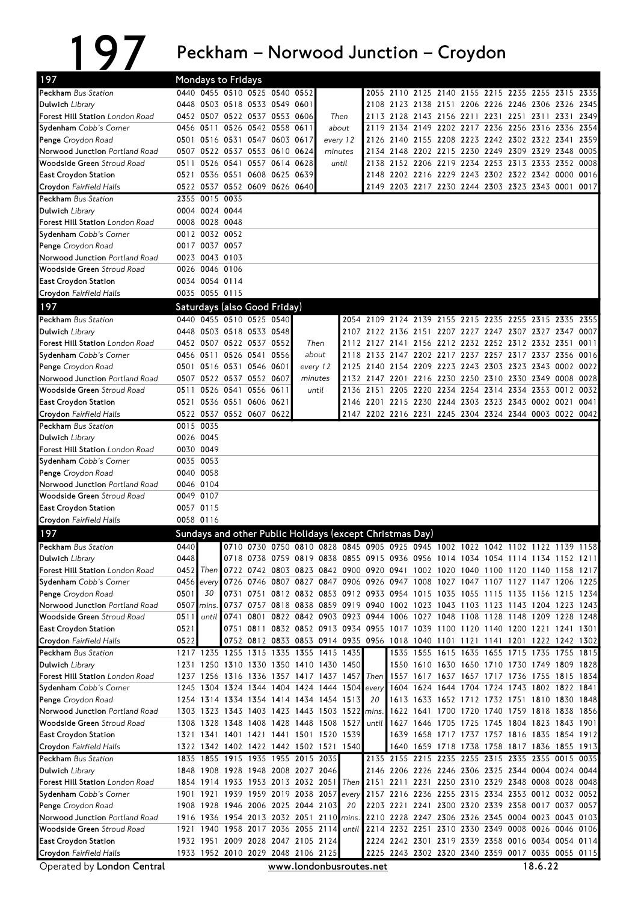# 197 Peckham – Norwood Junction – Croydon

## Mondays to Fridays

| 197 | | | | | | | | | | | | | | | | | |
|---|---|---|---|---|---|---|---|---|---|---|---|---|---|---|---|---|---|
| **Peckham** *Bus Station* | 0440 | 0455 | 0510 | 0525 | 0540 | 0552 | | 2055 | 2110 | 2125 | 2140 | 2155 | 2215 | 2235 | 2255 | 2315 | 2335 |
| **Dulwich** *Library* | 0448 | 0503 | 0518 | 0533 | 0549 | 0601 | | 2108 | 2123 | 2138 | 2151 | 2206 | 2226 | 2246 | 2306 | 2326 | 2345 |
| **Forest Hill Station** *London Road* | 0452 | 0507 | 0522 | 0537 | 0553 | 0606 | Then | 2113 | 2128 | 2143 | 2156 | 2211 | 2231 | 2251 | 2311 | 2331 | 2349 |
| **Sydenham** *Cobb's Corner* | 0456 | 0511 | 0526 | 0542 | 0558 | 0611 | about | 2119 | 2134 | 2149 | 2202 | 2217 | 2236 | 2256 | 2316 | 2336 | 2354 |
| **Penge** *Croydon Road* | 0501 | 0516 | 0531 | 0547 | 0603 | 0617 | every 12 | 2126 | 2140 | 2155 | 2208 | 2223 | 2242 | 2302 | 2322 | 2341 | 2359 |
| **Norwood Junction** *Portland Road* | 0507 | 0522 | 0537 | 0553 | 0610 | 0624 | minutes | 2134 | 2148 | 2202 | 2215 | 2230 | 2249 | 2309 | 2329 | 2348 | 0005 |
| **Woodside Green** *Stroud Road* | 0511 | 0526 | 0541 | 0557 | 0614 | 0628 | until | 2138 | 2152 | 2206 | 2219 | 2234 | 2253 | 2313 | 2333 | 2352 | 0008 |
| **East Croydon Station** | 0521 | 0536 | 0551 | 0608 | 0625 | 0639 | | 2148 | 2202 | 2216 | 2229 | 2243 | 2302 | 2322 | 2342 | 0000 | 0016 |
| **Croydon** *Fairfield Halls* | 0522 | 0537 | 0552 | 0609 | 0626 | 0640 | | 2149 | 2203 | 2217 | 2230 | 2244 | 2303 | 2323 | 2343 | 0001 | 0017 |

| | | | |
|---|---|---|---|
| **Peckham** *Bus Station* | 2355 | 0015 | 0035 |
| **Dulwich** *Library* | 0004 | 0024 | 0044 |
| **Forest Hill Station** *London Road* | 0008 | 0028 | 0048 |
| **Sydenham** *Cobb's Corner* | 0012 | 0032 | 0052 |
| **Penge** *Croydon Road* | 0017 | 0037 | 0057 |
| **Norwood Junction** *Portland Road* | 0023 | 0043 | 0103 |
| **Woodside Green** *Stroud Road* | 0026 | 0046 | 0106 |
| **East Croydon Station** | 0034 | 0054 | 0114 |
| **Croydon** *Fairfield Halls* | 0035 | 0055 | 0115 |

## Saturdays (also Good Friday)

| 197 | | | | | | | | | | | | | | | | | |
|---|---|---|---|---|---|---|---|---|---|---|---|---|---|---|---|---|---|
| **Peckham** *Bus Station* | 0440 | 0455 | 0510 | 0525 | 0540 | | 2054 | 2109 | 2124 | 2139 | 2155 | 2215 | 2235 | 2255 | 2315 | 2335 | 2355 |
| **Dulwich** *Library* | 0448 | 0503 | 0518 | 0533 | 0548 | | 2107 | 2122 | 2136 | 2151 | 2207 | 2227 | 2247 | 2307 | 2327 | 2347 | 0007 |
| **Forest Hill Station** *London Road* | 0452 | 0507 | 0522 | 0537 | 0552 | Then | 2112 | 2127 | 2141 | 2156 | 2212 | 2232 | 2252 | 2312 | 2332 | 2351 | 0011 |
| **Sydenham** *Cobb's Corner* | 0456 | 0511 | 0526 | 0541 | 0556 | about | 2118 | 2133 | 2147 | 2202 | 2217 | 2237 | 2257 | 2317 | 2337 | 2356 | 0016 |
| **Penge** *Croydon Road* | 0501 | 0516 | 0531 | 0546 | 0601 | every 12 | 2125 | 2140 | 2154 | 2209 | 2223 | 2243 | 2303 | 2323 | 2343 | 0002 | 0022 |
| **Norwood Junction** *Portland Road* | 0507 | 0522 | 0537 | 0552 | 0607 | minutes | 2132 | 2147 | 2201 | 2216 | 2230 | 2250 | 2310 | 2330 | 2349 | 0008 | 0028 |
| **Woodside Green** *Stroud Road* | 0511 | 0526 | 0541 | 0556 | 0611 | until | 2136 | 2151 | 2205 | 2220 | 2234 | 2254 | 2314 | 2334 | 2353 | 0012 | 0032 |
| **East Croydon Station** | 0521 | 0536 | 0551 | 0606 | 0621 | | 2146 | 2201 | 2215 | 2230 | 2244 | 2303 | 2323 | 2343 | 0002 | 0021 | 0041 |
| **Croydon** *Fairfield Halls* | 0522 | 0537 | 0552 | 0607 | 0622 | | 2147 | 2202 | 2216 | 2231 | 2245 | 2304 | 2324 | 2344 | 0003 | 0022 | 0042 |

| | | |
|---|---|---|
| **Peckham** *Bus Station* | 0015 | 0035 |
| **Dulwich** *Library* | 0026 | 0045 |
| **Forest Hill Station** *London Road* | 0030 | 0049 |
| **Sydenham** *Cobb's Corner* | 0035 | 0053 |
| **Penge** *Croydon Road* | 0040 | 0058 |
| **Norwood Junction** *Portland Road* | 0046 | 0104 |
| **Woodside Green** *Stroud Road* | 0049 | 0107 |
| **East Croydon Station** | 0057 | 0115 |
| **Croydon** *Fairfield Halls* | 0058 | 0116 |

## Sundays and other Public Holidays (except Christmas Day)

| 197 | | | | | | | | | | | | | | | | | | | |
|---|---|---|---|---|---|---|---|---|---|---|---|---|---|---|---|---|---|---|---|
| **Peckham** *Bus Station* | 0440 | | 0710 | 0730 | 0750 | 0810 | 0828 | 0845 | 0905 | 0925 | 0945 | 1002 | 1022 | 1042 | 1102 | 1122 | 1139 | 1158 |
| **Dulwich** *Library* | 0448 | | 0718 | 0738 | 0759 | 0819 | 0838 | 0855 | 0915 | 0936 | 0956 | 1014 | 1034 | 1054 | 1114 | 1134 | 1152 | 1211 |
| **Forest Hill Station** *London Road* | 0452 | Then | 0722 | 0742 | 0803 | 0823 | 0842 | 0900 | 0920 | 0941 | 1002 | 1020 | 1040 | 1100 | 1120 | 1140 | 1158 | 1217 |
| **Sydenham** *Cobb's Corner* | 0456 | every | 0726 | 0746 | 0807 | 0827 | 0847 | 0906 | 0926 | 0947 | 1008 | 1027 | 1047 | 1107 | 1127 | 1147 | 1206 | 1225 |
| **Penge** *Croydon Road* | 0501 | 30 | 0731 | 0751 | 0812 | 0832 | 0853 | 0912 | 0933 | 0954 | 1015 | 1035 | 1055 | 1115 | 1135 | 1156 | 1215 | 1234 |
| **Norwood Junction** *Portland Road* | 0507 | mins. | 0737 | 0757 | 0818 | 0838 | 0859 | 0919 | 0940 | 1002 | 1023 | 1043 | 1103 | 1123 | 1143 | 1204 | 1223 | 1243 |
| **Woodside Green** *Stroud Road* | 0511 | until | 0741 | 0801 | 0822 | 0842 | 0903 | 0923 | 0944 | 1006 | 1027 | 1048 | 1108 | 1128 | 1148 | 1209 | 1228 | 1248 |
| **East Croydon Station** | 0521 | | 0751 | 0811 | 0832 | 0852 | 0913 | 0934 | 0955 | 1017 | 1039 | 1100 | 1120 | 1140 | 1200 | 1221 | 1241 | 1301 |
| **Croydon** *Fairfield Halls* | 0522 | | 0752 | 0812 | 0833 | 0853 | 0914 | 0935 | 0956 | 1018 | 1040 | 1101 | 1121 | 1141 | 1201 | 1222 | 1242 | 1302 |

| | | | | | | | | | | | | | | | | | |
|---|---|---|---|---|---|---|---|---|---|---|---|---|---|---|---|---|---|
| **Peckham** *Bus Station* | 1217 | 1235 | 1255 | 1315 | 1335 | 1355 | 1415 | 1435 | | 1535 | 1555 | 1615 | 1635 | 1655 | 1715 | 1735 | 1755 | 1815 |
| **Dulwich** *Library* | 1231 | 1250 | 1310 | 1330 | 1350 | 1410 | 1430 | 1450 | | 1550 | 1610 | 1630 | 1650 | 1710 | 1730 | 1749 | 1809 | 1828 |
| **Forest Hill Station** *London Road* | 1237 | 1256 | 1316 | 1336 | 1357 | 1417 | 1437 | 1457 | Then | 1557 | 1617 | 1637 | 1657 | 1717 | 1736 | 1755 | 1815 | 1834 |
| **Sydenham** *Cobb's Corner* | 1245 | 1304 | 1324 | 1344 | 1404 | 1424 | 1444 | 1504 | every | 1604 | 1624 | 1644 | 1704 | 1724 | 1743 | 1802 | 1822 | 1841 |
| **Penge** *Croydon Road* | 1254 | 1314 | 1334 | 1354 | 1414 | 1434 | 1454 | 1513 | 20 | 1613 | 1633 | 1652 | 1712 | 1732 | 1751 | 1810 | 1830 | 1848 |
| **Norwood Junction** *Portland Road* | 1303 | 1323 | 1343 | 1403 | 1423 | 1443 | 1503 | 1522 | mins. | 1622 | 1641 | 1700 | 1720 | 1740 | 1759 | 1818 | 1838 | 1856 |
| **Woodside Green** *Stroud Road* | 1308 | 1328 | 1348 | 1408 | 1428 | 1448 | 1508 | 1527 | until | 1627 | 1646 | 1705 | 1725 | 1745 | 1804 | 1823 | 1843 | 1901 |
| **East Croydon Station** | 1321 | 1341 | 1401 | 1421 | 1441 | 1501 | 1520 | 1539 | | 1639 | 1658 | 1717 | 1737 | 1757 | 1816 | 1835 | 1854 | 1912 |
| **Croydon** *Fairfield Halls* | 1322 | 1342 | 1402 | 1422 | 1442 | 1502 | 1521 | 1540 | | 1640 | 1659 | 1718 | 1738 | 1758 | 1817 | 1836 | 1855 | 1913 |

| | | | | | | | | | | | | | | | | | |
|---|---|---|---|---|---|---|---|---|---|---|---|---|---|---|---|---|---|
| **Peckham** *Bus Station* | 1835 | 1855 | 1915 | 1935 | 1955 | 2015 | 2035 | | 2135 | 2155 | 2215 | 2235 | 2255 | 2315 | 2335 | 2355 | 0015 | 0035 |
| **Dulwich** *Library* | 1848 | 1908 | 1928 | 1948 | 2008 | 2027 | 2046 | | 2146 | 2206 | 2226 | 2246 | 2306 | 2325 | 2344 | 0004 | 0024 | 0044 |
| **Forest Hill Station** *London Road* | 1854 | 1914 | 1933 | 1953 | 2013 | 2032 | 2051 | Then | 2151 | 2211 | 2231 | 2250 | 2310 | 2329 | 2348 | 0008 | 0028 | 0048 |
| **Sydenham** *Cobb's Corner* | 1901 | 1921 | 1939 | 1959 | 2019 | 2038 | 2057 | every | 2157 | 2216 | 2236 | 2255 | 2315 | 2334 | 2353 | 0012 | 0032 | 0052 |
| **Penge** *Croydon Road* | 1908 | 1928 | 1946 | 2006 | 2025 | 2044 | 2103 | 20 | 2203 | 2221 | 2241 | 2300 | 2320 | 2339 | 2358 | 0017 | 0037 | 0057 |
| **Norwood Junction** *Portland Road* | 1916 | 1936 | 1954 | 2013 | 2032 | 2051 | 2110 | mins. | 2210 | 2228 | 2247 | 2306 | 2326 | 2345 | 0004 | 0023 | 0043 | 0103 |
| **Woodside Green** *Stroud Road* | 1921 | 1940 | 1958 | 2017 | 2036 | 2055 | 2114 | until | 2214 | 2232 | 2251 | 2310 | 2330 | 2349 | 0008 | 0026 | 0046 | 0106 |
| **East Croydon Station** | 1932 | 1951 | 2009 | 2028 | 2047 | 2105 | 2124 | | 2224 | 2242 | 2301 | 2319 | 2339 | 2358 | 0016 | 0034 | 0054 | 0114 |
| **Croydon** *Fairfield Halls* | 1933 | 1952 | 2010 | 2029 | 2048 | 2106 | 2125 | | 2225 | 2243 | 2302 | 2320 | 2340 | 2359 | 0017 | 0035 | 0055 | 0115 |

Operated by **London Central** — www.londonbusroutes.net — 18.6.22